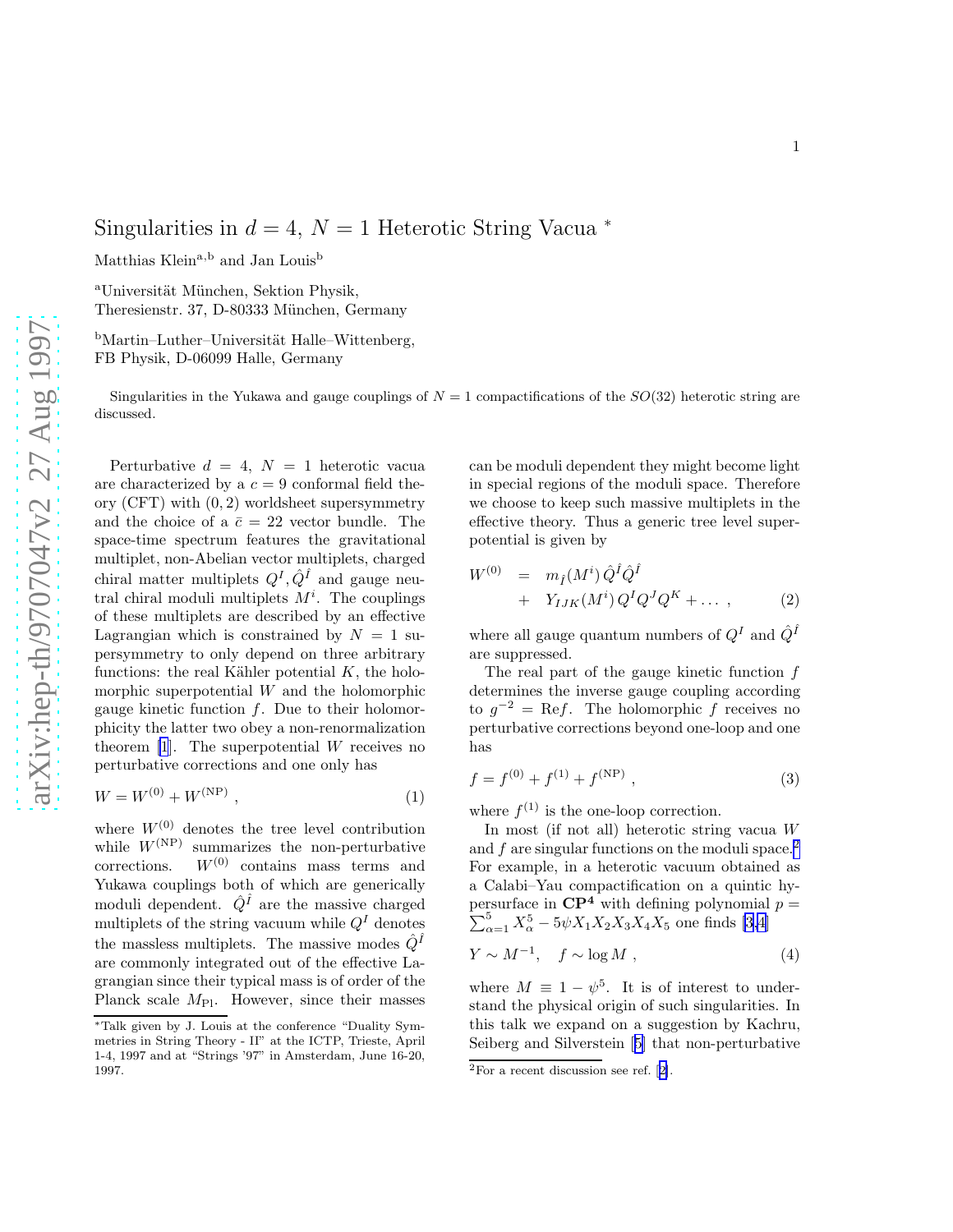# Singularities in $d = 4$, $N = 1$ Heterotic String Vacua *

Matthias Klein[a,b] and Jan Louis[b]

[a]Universität München, Sektion Physik, Theresienstr. 37, D-80333 München, Germany

[b]Martin–Luther–Universität Halle–Wittenberg, FB Physik, D-06099 Halle, Germany

Singularities in the Yukawa and gauge couplings of $N = 1$ compactifications of the $SO(32)$ heterotic string are discussed.

Perturbative $d = 4$, $N = 1$ heterotic vacua are characterized by a $c = 9$ conformal field theory (CFT) with $(0, 2)$ worldsheet supersymmetry and the choice of a $\bar{c} = 22$ vector bundle. The space-time spectrum features the gravitational multiplet, non-Abelian vector multiplets, charged chiral matter multiplets $Q^I, \hat{Q}^{\hat{I}}$ and gauge neutral chiral moduli multiplets $M^i$. The couplings of these multiplets are described by an effective Lagrangian which is constrained by $N = 1$ supersymmetry to only depend on three arbitrary functions: the real Kähler potential $K$, the holomorphic superpotential $W$ and the holomorphic gauge kinetic function $f$. Due to their holomorphicity the latter two obey a non-renormalization theorem [1]. The superpotential $W$ receives no perturbative corrections and one only has

$$W = W^{(0)} + W^{(\mathrm{NP})} , \tag{1}$$

where $W^{(0)}$ denotes the tree level contribution while $W^{(\mathrm{NP})}$ summarizes the non-perturbative corrections. $W^{(0)}$ contains mass terms and Yukawa couplings both of which are generically moduli dependent. $\hat{Q}^{\hat{I}}$ are the massive charged multiplets of the string vacuum while $Q^I$ denotes the massless multiplets. The massive modes $\hat{Q}^{\hat{I}}$ are commonly integrated out of the effective Lagrangian since their typical mass is of order of the Planck scale $M_{\mathrm{Pl}}$. However, since their masses can be moduli dependent they might become light in special regions of the moduli space. Therefore we choose to keep such massive multiplets in the effective theory. Thus a generic tree level superpotential is given by

$$\begin{aligned} W^{(0)} &= m_{\hat{I}}(M^i)\, \hat{Q}^{\hat{I}} \hat{Q}^{\hat{I}} \\ &+ Y_{IJK}(M^i)\, Q^I Q^J Q^K + \dots , \end{aligned} \tag{2}$$

where all gauge quantum numbers of $Q^I$ and $\hat{Q}^{\hat{I}}$ are suppressed.

The real part of the gauge kinetic function $f$ determines the inverse gauge coupling according to $g^{-2} = \mathrm{Re} f$. The holomorphic $f$ receives no perturbative corrections beyond one-loop and one has

$$f = f^{(0)} + f^{(1)} + f^{(\mathrm{NP})} , \tag{3}$$

where $f^{(1)}$ is the one-loop correction.

In most (if not all) heterotic string vacua $W$ and $f$ are singular functions on the moduli space.[2] For example, in a heterotic vacuum obtained as a Calabi–Yau compactification on a quintic hypersurface in $\mathbf{CP^4}$ with defining polynomial $p = \sum_{\alpha=1}^{5} X_\alpha^5 - 5\psi X_1 X_2 X_3 X_4 X_5$ one finds [3,4]

$$Y \sim M^{-1}, \quad f \sim \log M , \tag{4}$$

where $M \equiv 1 - \psi^5$. It is of interest to understand the physical origin of such singularities. In this talk we expand on a suggestion by Kachru, Seiberg and Silverstein [5] that non-perturbative

*Talk given by J. Louis at the conference "Duality Symmetries in String Theory - II" at the ICTP, Trieste, April 1-4, 1997 and at "Strings '97" in Amsterdam, June 16-20, 1997.

[2]For a recent discussion see ref. [2].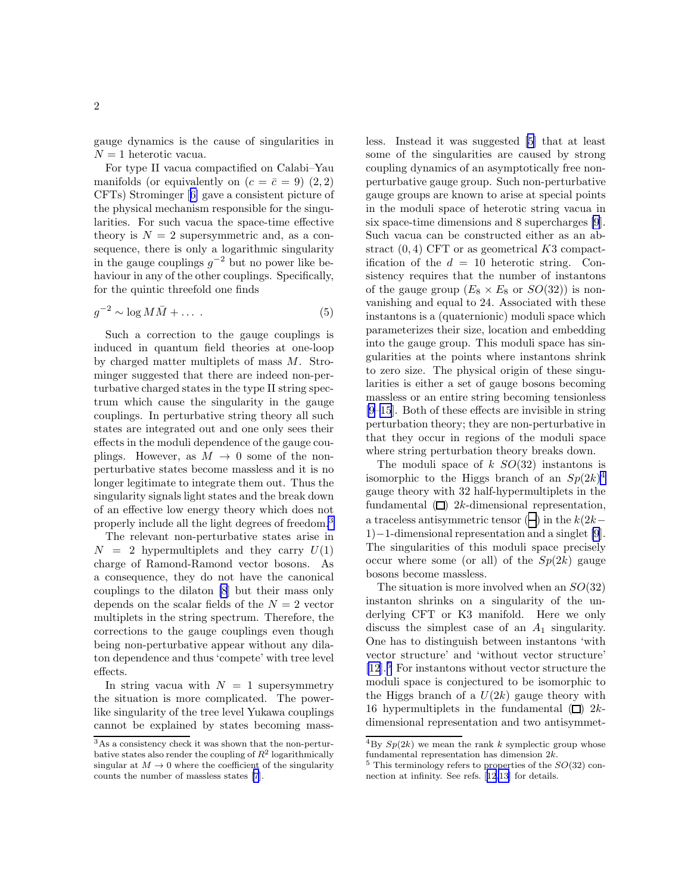gauge dynamics is the cause of singularities in $N = 1$ heterotic vacua.

For type II vacua compactified on Calabi–Yau manifolds (or equivalently on ($c = \bar{c} = 9$) $(2,2)$ CFTs) Strominger [6] gave a consistent picture of the physical mechanism responsible for the singularities. For such vacua the space-time effective theory is $N = 2$ supersymmetric and, as a consequence, there is only a logarithmic singularity in the gauge couplings $g^{-2}$ but no power like behaviour in any of the other couplings. Specifically, for the quintic threefold one finds

$$g^{-2} \sim \log M\bar{M} + \dots \; . \tag{5}$$

Such a correction to the gauge couplings is induced in quantum field theories at one-loop by charged matter multiplets of mass $M$. Strominger suggested that there are indeed non-perturbative charged states in the type II string spectrum which cause the singularity in the gauge couplings. In perturbative string theory all such states are integrated out and one only sees their effects in the moduli dependence of the gauge couplings. However, as $M \to 0$ some of the non-perturbative states become massless and it is no longer legitimate to integrate them out. Thus the singularity signals light states and the break down of an effective low energy theory which does not properly include all the light degrees of freedom.[3]

The relevant non-perturbative states arise in $N = 2$ hypermultiplets and they carry $U(1)$ charge of Ramond-Ramond vector bosons. As a consequence, they do not have the canonical couplings to the dilaton [8] but their mass only depends on the scalar fields of the $N = 2$ vector multiplets in the string spectrum. Therefore, the corrections to the gauge couplings even though being non-perturbative appear without any dilaton dependence and thus 'compete' with tree level effects.

In string vacua with $N = 1$ supersymmetry the situation is more complicated. The power-like singularity of the tree level Yukawa couplings cannot be explained by states becoming massless. Instead it was suggested [5] that at least some of the singularities are caused by strong coupling dynamics of an asymptotically free non-perturbative gauge group. Such non-perturbative gauge groups are known to arise at special points in the moduli space of heterotic string vacua in six space-time dimensions and 8 supercharges [9]. Such vacua can be constructed either as an abstract $(0,4)$ CFT or as geometrical $K3$ compactification of the $d = 10$ heterotic string. Consistency requires that the number of instantons of the gauge group ($E_8 \times E_8$ or $SO(32)$) is non-vanishing and equal to 24. Associated with these instantons is a (quaternionic) moduli space which parameterizes their size, location and embedding into the gauge group. This moduli space has singularities at the points where instantons shrink to zero size. The physical origin of these singularities is either a set of gauge bosons becoming massless or an entire string becoming tensionless [9–15]. Both of these effects are invisible in string perturbation theory; they are non-perturbative in that they occur in regions of the moduli space where string perturbation theory breaks down.

The moduli space of $k$ $SO(32)$ instantons is isomorphic to the Higgs branch of an $Sp(2k)$[4] gauge theory with 32 half-hypermultiplets in the fundamental ($\Box$) $2k$-dimensional representation, a traceless antisymmetric tensor ($\boxminus$) in the $k(2k-1)-1$-dimensional representation and a singlet [9]. The singularities of this moduli space precisely occur where some (or all) of the $Sp(2k)$ gauge bosons become massless.

The situation is more involved when an $SO(32)$ instanton shrinks on a singularity of the underlying CFT or K3 manifold. Here we only discuss the simplest case of an $A_1$ singularity. One has to distinguish between instantons 'with vector structure' and 'without vector structure' [12].[5] For instantons without vector structure the moduli space is conjectured to be isomorphic to the Higgs branch of a $U(2k)$ gauge theory with 16 hypermultiplets in the fundamental ($\Box$) $2k$-dimensional representation and two antisymmet-

[3] As a consistency check it was shown that the non-perturbative states also render the coupling of $R^2$ logarithmically singular at $M \to 0$ where the coefficient of the singularity counts the number of massless states [7].

[4] By $Sp(2k)$ we mean the rank $k$ symplectic group whose fundamental representation has dimension $2k$.

[5] This terminology refers to properties of the $SO(32)$ connection at infinity. See refs. [12,13] for details.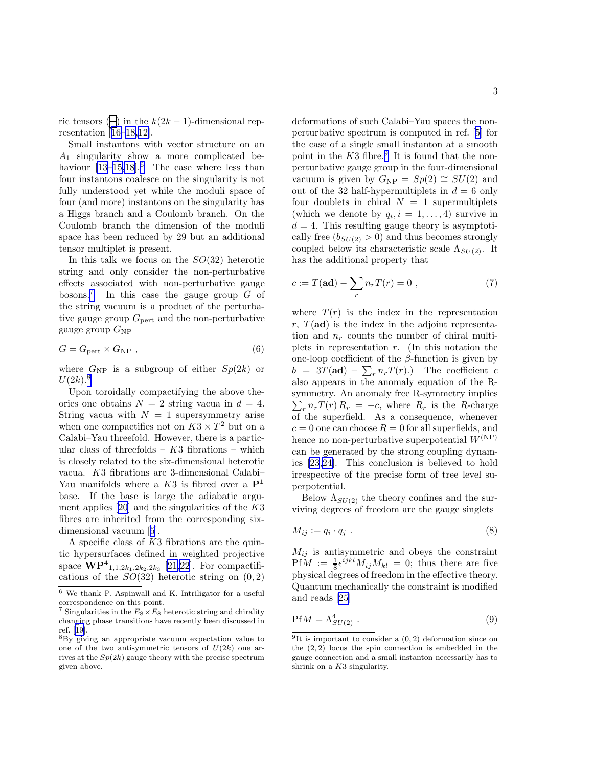ric tensors ($\boxminus$) in the $k(2k-1)$-dimensional representation [16–18,12].

Small instantons with vector structure on an $A_1$ singularity show a more complicated behaviour [13–15,18].[6] The case where less than four instantons coalesce on the singularity is not fully understood yet while the moduli space of four (and more) instantons on the singularity has a Higgs branch and a Coulomb branch. On the Coulomb branch the dimension of the moduli space has been reduced by 29 but an additional tensor multiplet is present.

In this talk we focus on the $SO(32)$ heterotic string and only consider the non-perturbative effects associated with non-perturbative gauge bosons.[7] In this case the gauge group $G$ of the string vacuum is a product of the perturbative gauge group $G_{\rm pert}$ and the non-perturbative gauge group $G_{\rm NP}$

$$G = G_{\rm pert} \times G_{\rm NP} \ , \tag{6}$$

where $G_{\rm NP}$ is a subgroup of either $Sp(2k)$ or $U(2k)$.[8]

Upon toroidally compactifying the above theories one obtains $N=2$ string vacua in $d=4$. String vacua with $N=1$ supersymmetry arise when one compactifies not on $K3 \times T^2$ but on a Calabi–Yau threefold. However, there is a particular class of threefolds – $K3$ fibrations – which is closely related to the six-dimensional heterotic vacua. $K3$ fibrations are 3-dimensional Calabi–Yau manifolds where a $K3$ is fibred over a $\mathbf{P^1}$ base. If the base is large the adiabatic argument applies [20] and the singularities of the $K3$ fibres are inherited from the corresponding six-dimensional vacuum [5].

A specific class of $K3$ fibrations are the quintic hypersurfaces defined in weighted projective space $\mathbf{WP^4}_{1,1,2k_1,2k_2,2k_3}$ [21,22]. For compactifications of the $SO(32)$ heterotic string on $(0,2)$ deformations of such Calabi–Yau spaces the non-perturbative spectrum is computed in ref. [5] for the case of a single small instanton at a smooth point in the $K3$ fibre.[9] It is found that the non-perturbative gauge group in the four-dimensional vacuum is given by $G_{\rm NP} = Sp(2) \cong SU(2)$ and out of the 32 half-hypermultiplets in $d=6$ only four doublets in chiral $N=1$ supermultiplets (which we denote by $q_i, i=1,\ldots,4$) survive in $d=4$. This resulting gauge theory is asymptotically free ($b_{SU(2)} > 0$) and thus becomes strongly coupled below its characteristic scale $\Lambda_{SU(2)}$. It has the additional property that

$$c := T(\mathbf{ad}) - \sum_r n_r T(r) = 0 \ , \tag{7}$$

where $T(r)$ is the index in the representation $r$, $T(\mathbf{ad})$ is the index in the adjoint representation and $n_r$ counts the number of chiral multiplets in representation $r$. (In this notation the one-loop coefficient of the $\beta$-function is given by $b = 3T(\mathbf{ad}) - \sum_r n_r T(r)$.) The coefficient $c$ also appears in the anomaly equation of the R-symmetry. An anomaly free R-symmetry implies $\sum_r n_r T(r)\, R_r = -c$, where $R_r$ is the $R$-charge of the superfield. As a consequence, whenever $c=0$ one can choose $R=0$ for all superfields, and hence no non-perturbative superpotential $W^{\rm (NP)}$ can be generated by the strong coupling dynamics [23,24]. This conclusion is believed to hold irrespective of the precise form of tree level superpotential.

Below $\Lambda_{SU(2)}$ the theory confines and the surviving degrees of freedom are the gauge singlets

$$M_{ij} := q_i \cdot q_j \ . \tag{8}$$

$M_{ij}$ is antisymmetric and obeys the constraint ${\rm Pf}M := \frac{1}{8}\epsilon^{ijkl} M_{ij} M_{kl} = 0$; thus there are five physical degrees of freedom in the effective theory. Quantum mechanically the constraint is modified and reads [25]

$${\rm Pf}M = \Lambda^4_{SU(2)} \ . \tag{9}$$

---

[6] We thank P. Aspinwall and K. Intriligator for a useful correspondence on this point.

[7] Singularities in the $E_8 \times E_8$ heterotic string and chirality changing phase transitions have recently been discussed in ref. [19].

[8] By giving an appropriate vacuum expectation value to one of the two antisymmetric tensors of $U(2k)$ one arrives at the $Sp(2k)$ gauge theory with the precise spectrum given above.

[9] It is important to consider a $(0,2)$ deformation since on the $(2,2)$ locus the spin connection is embedded in the gauge connection and a small instanton necessarily has to shrink on a $K3$ singularity.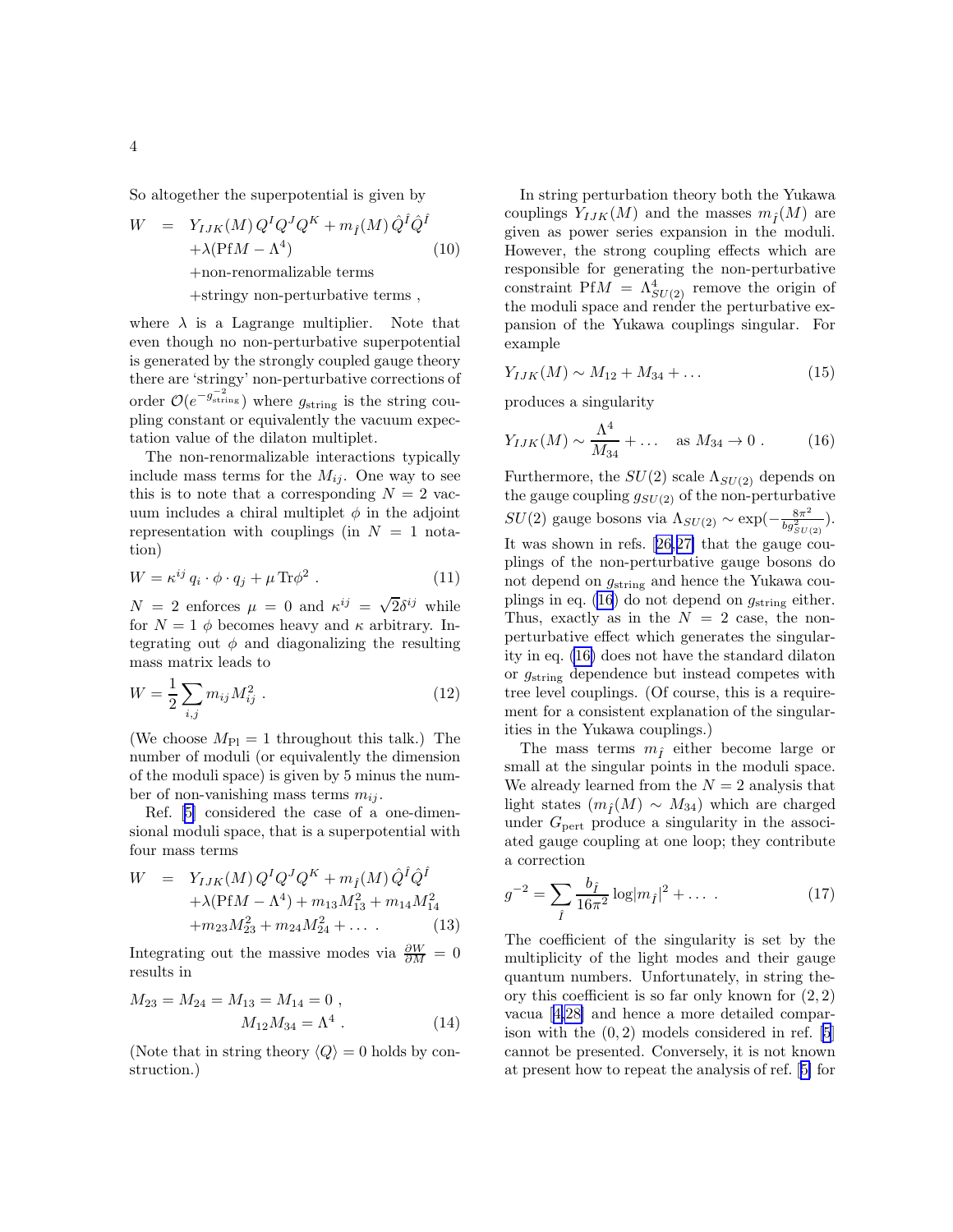So altogether the superpotential is given by

$$
\begin{aligned}
W &= Y_{IJK}(M)\, Q^I Q^J Q^K + m_{\hat{I}}(M)\, \hat{Q}^{\hat{I}} \hat{Q}^{\hat{I}} \\
&\quad + \lambda(\mathrm{Pf}M - \Lambda^4) \\
&\quad + \text{non-renormalizable terms} \\
&\quad + \text{stringy non-perturbative terms} \ ,
\end{aligned}
\tag{10}
$$

where $\lambda$ is a Lagrange multiplier. Note that even though no non-perturbative superpotential is generated by the strongly coupled gauge theory there are 'stringy' non-perturbative corrections of order $\mathcal{O}(e^{-g_{\rm string}^{-2}})$ where $g_{\rm string}$ is the string coupling constant or equivalently the vacuum expectation value of the dilaton multiplet.

The non-renormalizable interactions typically include mass terms for the $M_{ij}$. One way to see this is to note that a corresponding $N = 2$ vacuum includes a chiral multiplet $\phi$ in the adjoint representation with couplings (in $N = 1$ notation)

$$
W = \kappa^{ij}\, q_i \cdot \phi \cdot q_j + \mu\, \mathrm{Tr}\phi^2 \ . \tag{11}
$$

$N = 2$ enforces $\mu = 0$ and $\kappa^{ij} = \sqrt{2}\delta^{ij}$ while for $N = 1$ $\phi$ becomes heavy and $\kappa$ arbitrary. Integrating out $\phi$ and diagonalizing the resulting mass matrix leads to

$$
W = \frac{1}{2} \sum_{i,j} m_{ij} M_{ij}^2 \ . \tag{12}
$$

(We choose $M_{\rm Pl} = 1$ throughout this talk.) The number of moduli (or equivalently the dimension of the moduli space) is given by 5 minus the number of non-vanishing mass terms $m_{ij}$.

Ref. [5] considered the case of a one-dimensional moduli space, that is a superpotential with four mass terms

$$
\begin{aligned}
W &= Y_{IJK}(M)\, Q^I Q^J Q^K + m_{\hat{I}}(M)\, \hat{Q}^{\hat{I}} \hat{Q}^{\hat{I}} \\
&\quad + \lambda(\mathrm{Pf}M - \Lambda^4) + m_{13} M_{13}^2 + m_{14} M_{14}^2 \\
&\quad + m_{23} M_{23}^2 + m_{24} M_{24}^2 + \ldots \ .
\end{aligned}
\tag{13}
$$

Integrating out the massive modes via $\frac{\partial W}{\partial M} = 0$ results in

$$
\begin{aligned}
M_{23} = M_{24} = M_{13} = M_{14} = 0 \ , \\
M_{12} M_{34} = \Lambda^4 \ .
\end{aligned}
\tag{14}
$$

(Note that in string theory $\langle Q \rangle = 0$ holds by construction.)

In string perturbation theory both the Yukawa couplings $Y_{IJK}(M)$ and the masses $m_{\hat{I}}(M)$ are given as power series expansion in the moduli. However, the strong coupling effects which are responsible for generating the non-perturbative constraint $\mathrm{Pf}M = \Lambda^4_{SU(2)}$ remove the origin of the moduli space and render the perturbative expansion of the Yukawa couplings singular. For example

$$
Y_{IJK}(M) \sim M_{12} + M_{34} + \ldots \tag{15}
$$

produces a singularity

$$
Y_{IJK}(M) \sim \frac{\Lambda^4}{M_{34}} + \ldots \quad \text{as } M_{34} \to 0 \ . \tag{16}
$$

Furthermore, the $SU(2)$ scale $\Lambda_{SU(2)}$ depends on the gauge coupling $g_{SU(2)}$ of the non-perturbative $SU(2)$ gauge bosons via $\Lambda_{SU(2)} \sim \exp(-\frac{8\pi^2}{b g^2_{SU(2)}})$. It was shown in refs. [26,27] that the gauge couplings of the non-perturbative gauge bosons do not depend on $g_{\rm string}$ and hence the Yukawa couplings in eq. (16) do not depend on $g_{\rm string}$ either. Thus, exactly as in the $N = 2$ case, the non-perturbative effect which generates the singularity in eq. (16) does not have the standard dilaton or $g_{\rm string}$ dependence but instead competes with tree level couplings. (Of course, this is a requirement for a consistent explanation of the singularities in the Yukawa couplings.)

The mass terms $m_{\hat{I}}$ either become large or small at the singular points in the moduli space. We already learned from the $N = 2$ analysis that light states ($m_{\hat{I}}(M) \sim M_{34}$) which are charged under $G_{\rm pert}$ produce a singularity in the associated gauge coupling at one loop; they contribute a correction

$$
g^{-2} = \sum_{\hat{I}} \frac{b_{\hat{I}}}{16\pi^2} \log |m_{\hat{I}}|^2 + \ldots \ . \tag{17}
$$

The coefficient of the singularity is set by the multiplicity of the light modes and their gauge quantum numbers. Unfortunately, in string theory this coefficient is so far only known for $(2,2)$ vacua [4,28] and hence a more detailed comparison with the $(0,2)$ models considered in ref. [5] cannot be presented. Conversely, it is not known at present how to repeat the analysis of ref. [5] for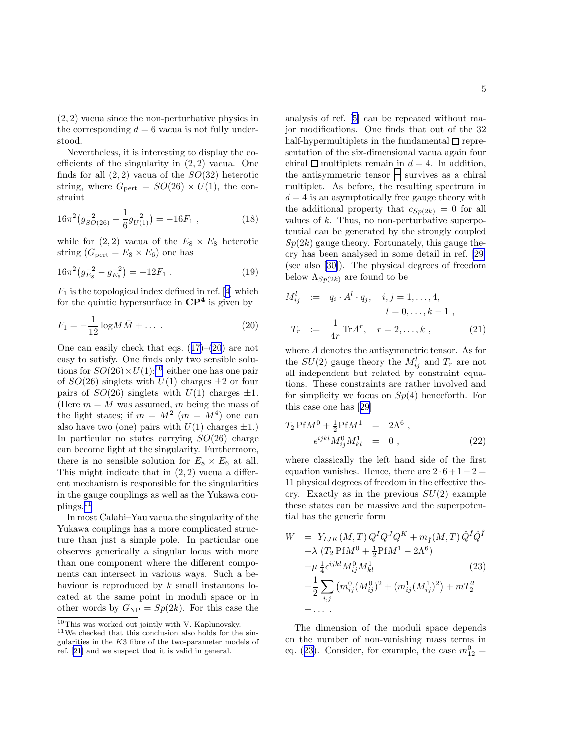(2,2) vacua since the non-perturbative physics in the corresponding $d=6$ vacua is not fully understood.

Nevertheless, it is interesting to display the coefficients of the singularity in (2,2) vacua. One finds for all (2,2) vacua of the $SO(32)$ heterotic string, where $G_{\rm pert} = SO(26)\times U(1)$, the constraint

$$16\pi^2\big(g^{-2}_{SO(26)} - \frac{1}{6} g^{-2}_{U(1)}\big) = -16 F_1 \ , \tag{18}$$

while for (2,2) vacua of the $E_8\times E_8$ heterotic string ($G_{\rm pert} = E_8\times E_6$) one has

$$16\pi^2\big(g^{-2}_{E_8} - g^{-2}_{E_6}\big) = -12 F_1 \ . \tag{19}$$

$F_1$ is the topological index defined in ref. [4] which for the quintic hypersurface in $\mathbf{CP^4}$ is given by

$$F_1 = -\frac{1}{12}\log M\bar{M} + \ldots \ . \tag{20}$$

One can easily check that eqs. (17)–(20) are not easy to satisfy. One finds only two sensible solutions for $SO(26)\times U(1)$:[10] either one has one pair of $SO(26)$ singlets with $U(1)$ charges $\pm 2$ or four pairs of $SO(26)$ singlets with $U(1)$ charges $\pm 1$. (Here $m = M$ was assumed, $m$ being the mass of the light states; if $m = M^2$ ($m = M^4$) one can also have two (one) pairs with $U(1)$ charges $\pm 1$.) In particular no states carrying $SO(26)$ charge can become light at the singularity. Furthermore, there is no sensible solution for $E_8\times E_6$ at all. This might indicate that in (2,2) vacua a different mechanism is responsible for the singularities in the gauge couplings as well as the Yukawa couplings.[11]

In most Calabi–Yau vacua the singularity of the Yukawa couplings has a more complicated structure than just a simple pole. In particular one observes generically a singular locus with more than one component where the different components can intersect in various ways. Such a behaviour is reproduced by $k$ small instantons located at the same point in moduli space or in other words by $G_{\rm NP} = Sp(2k)$. For this case the analysis of ref. [5] can be repeated without major modifications. One finds that out of the 32 half-hypermultiplets in the fundamental $\square$ representation of the six-dimensional vacua again four chiral $\square$ multiplets remain in $d=4$. In addition, the antisymmetric tensor $\begin{smallmatrix}\square\\\square\end{smallmatrix}$ survives as a chiral multiplet. As before, the resulting spectrum in $d=4$ is an asymptotically free gauge theory with the additional property that $c_{Sp(2k)} = 0$ for all values of $k$. Thus, no non-perturbative superpotential can be generated by the strongly coupled $Sp(2k)$ gauge theory. Fortunately, this gauge theory has been analysed in some detail in ref. [29] (see also [30]). The physical degrees of freedom below $\Lambda_{Sp(2k)}$ are found to be

$$\begin{aligned} M^l_{ij} &:= q_i\cdot A^l\cdot q_j, \quad i,j = 1,\ldots,4, \\ &\qquad\qquad\qquad l = 0,\ldots,k-1\ , \\ T_r &:= \frac{1}{4r}{\rm Tr}A^r, \quad r = 2,\ldots,k\ , \end{aligned} \tag{21}$$

where $A$ denotes the antisymmetric tensor. As for the $SU(2)$ gauge theory the $M^l_{ij}$ and $T_r$ are not all independent but related by constraint equations. These constraints are rather involved and for simplicity we focus on $Sp(4)$ henceforth. For this case one has [29]

$$\begin{aligned} T_2\,{\rm Pf}M^0 + \tfrac{1}{2}{\rm Pf}M^1 &= 2\Lambda^6\ , \\ \epsilon^{ijkl}M^0_{ij}M^1_{kl} &= 0\ , \end{aligned} \tag{22}$$

where classically the left hand side of the first equation vanishes. Hence, there are $2\cdot 6+1-2 = 11$ physical degrees of freedom in the effective theory. Exactly as in the previous $SU(2)$ example these states can be massive and the superpotential has the generic form

$$\begin{aligned} W &= Y_{IJK}(M,T)\,Q^IQ^JQ^K + m_{\hat{I}}(M,T)\,\hat{Q}^{\hat{I}}\hat{Q}^{\hat{I}} \\ &\quad +\lambda\,(T_2\,{\rm Pf}M^0 + \tfrac{1}{2}{\rm Pf}M^1 - 2\Lambda^6) \\ &\quad +\mu\,\tfrac{1}{4}\epsilon^{ijkl}M^0_{ij}M^1_{kl} \\ &\quad +\frac{1}{2}\sum_{i,j}\big(m^0_{ij}(M^0_{ij})^2 + (m^1_{ij}(M^1_{ij})^2\big) + mT_2^2 \\ &\quad +\ldots\ . \end{aligned} \tag{23}$$

The dimension of the moduli space depends on the number of non-vanishing mass terms in eq. (23). Consider, for example, the case $m^0_{12} =$

---

[10] This was worked out jointly with V. Kaplunovsky.

[11] We checked that this conclusion also holds for the singularities in the $K3$ fibre of the two-parameter models of ref. [21] and we suspect that it is valid in general.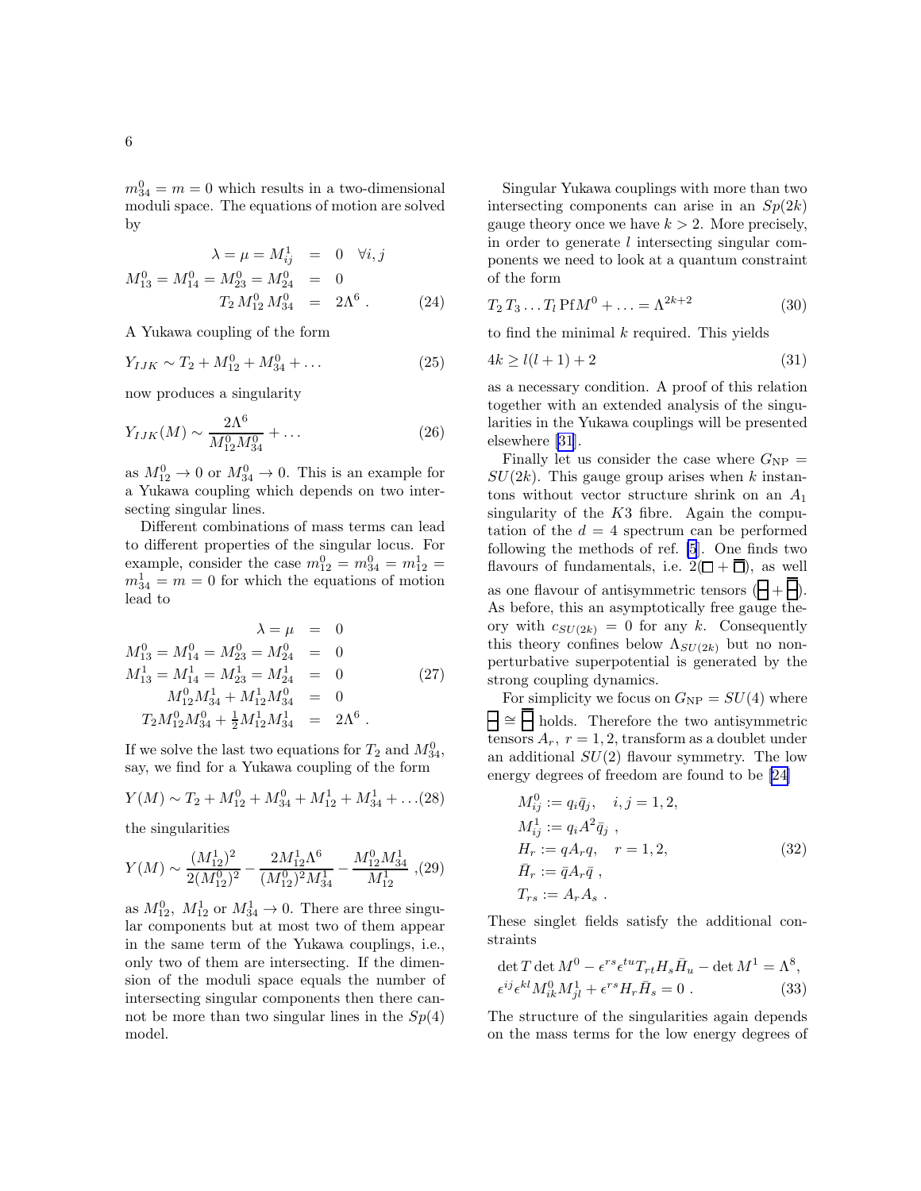$m^0_{34} = m = 0$ which results in a two-dimensional moduli space. The equations of motion are solved by

$$
\begin{aligned}
\lambda = \mu = M^1_{ij} &= 0 \quad \forall i,j \\
M^0_{13} = M^0_{14} = M^0_{23} = M^0_{24} &= 0 \\
T_2\, M^0_{12}\, M^0_{34} &= 2\Lambda^6 \, .
\end{aligned} \tag{24}
$$

A Yukawa coupling of the form

$$
Y_{IJK} \sim T_2 + M^0_{12} + M^0_{34} + \ldots \tag{25}
$$

now produces a singularity

$$
Y_{IJK}(M) \sim \frac{2\Lambda^6}{M^0_{12} M^0_{34}} + \ldots \tag{26}
$$

as $M^0_{12} \to 0$ or $M^0_{34} \to 0$. This is an example for a Yukawa coupling which depends on two intersecting singular lines.

Different combinations of mass terms can lead to different properties of the singular locus. For example, consider the case $m^0_{12} = m^0_{34} = m^1_{12} = m^1_{34} = m = 0$ for which the equations of motion lead to

$$
\begin{aligned}
\lambda = \mu &= 0 \\
M^0_{13} = M^0_{14} = M^0_{23} = M^0_{24} &= 0 \\
M^1_{13} = M^1_{14} = M^1_{23} = M^1_{24} &= 0 \\
M^0_{12} M^1_{34} + M^1_{12} M^0_{34} &= 0 \\
T_2 M^0_{12} M^0_{34} + \tfrac{1}{2} M^1_{12} M^1_{34} &= 2\Lambda^6 \, .
\end{aligned} \tag{27}
$$

If we solve the last two equations for $T_2$ and $M^0_{34}$, say, we find for a Yukawa coupling of the form

$$
Y(M) \sim T_2 + M^0_{12} + M^0_{34} + M^1_{12} + M^1_{34} + \ldots \tag{28}
$$

the singularities

$$
Y(M) \sim \frac{(M^1_{12})^2}{2(M^0_{12})^2} - \frac{2M^1_{12}\Lambda^6}{(M^0_{12})^2 M^1_{34}} - \frac{M^0_{12} M^1_{34}}{M^1_{12}} \tag{29}
$$

as $M^0_{12},\ M^1_{12}$ or $M^1_{34} \to 0$. There are three singular components but at most two of them appear in the same term of the Yukawa couplings, i.e., only two of them are intersecting. If the dimension of the moduli space equals the number of intersecting singular components then there cannot be more than two singular lines in the $Sp(4)$ model.

Singular Yukawa couplings with more than two intersecting components can arise in an $Sp(2k)$ gauge theory once we have $k > 2$. More precisely, in order to generate $l$ intersecting singular components we need to look at a quantum constraint of the form

$$
T_2\, T_3 \ldots T_l \operatorname{Pf} M^0 + \ldots = \Lambda^{2k+2} \tag{30}
$$

to find the minimal $k$ required. This yields

$$
4k \geq l(l+1) + 2 \tag{31}
$$

as a necessary condition. A proof of this relation together with an extended analysis of the singularities in the Yukawa couplings will be presented elsewhere [31].

Finally let us consider the case where $G_{\rm NP} = SU(2k)$. This gauge group arises when $k$ instantons without vector structure shrink on an $A_1$ singularity of the $K3$ fibre. Again the computation of the $d = 4$ spectrum can be performed following the methods of ref. [5]. One finds two flavours of fundamentals, i.e. $2(\square + \overline{\square})$, as well as one flavour of antisymmetric tensors ($\boxminus + \overline{\boxminus}$). As before, this an asymptotically free gauge theory with $c_{SU(2k)} = 0$ for any $k$. Consequently this theory confines below $\Lambda_{SU(2k)}$ but no nonperturbative superpotential is generated by the strong coupling dynamics.

For simplicity we focus on $G_{\rm NP} = SU(4)$ where $\boxminus \cong \overline{\boxminus}$ holds. Therefore the two antisymmetric tensors $A_r,\ r = 1,2$, transform as a doublet under an additional $SU(2)$ flavour symmetry. The low energy degrees of freedom are found to be [24]

$$
\begin{aligned}
&M^0_{ij} := q_i \bar{q}_j, \quad i,j = 1,2, \\
&M^1_{ij} := q_i A^2 \bar{q}_j \ , \\
&H_r := q A_r q, \quad r = 1,2, \\
&\bar{H}_r := \bar{q} A_r \bar{q} \ , \\
&T_{rs} := A_r A_s \ .
\end{aligned} \tag{32}
$$

These singlet fields satisfy the additional constraints

$$
\begin{aligned}
&\det T \det M^0 - \epsilon^{rs}\epsilon^{tu} T_{rt} H_s \bar{H}_u - \det M^1 = \Lambda^8, \\
&\epsilon^{ij}\epsilon^{kl} M^0_{ik} M^1_{jl} + \epsilon^{rs} H_r \bar{H}_s = 0 \ .
\end{aligned} \tag{33}
$$

The structure of the singularities again depends on the mass terms for the low energy degrees of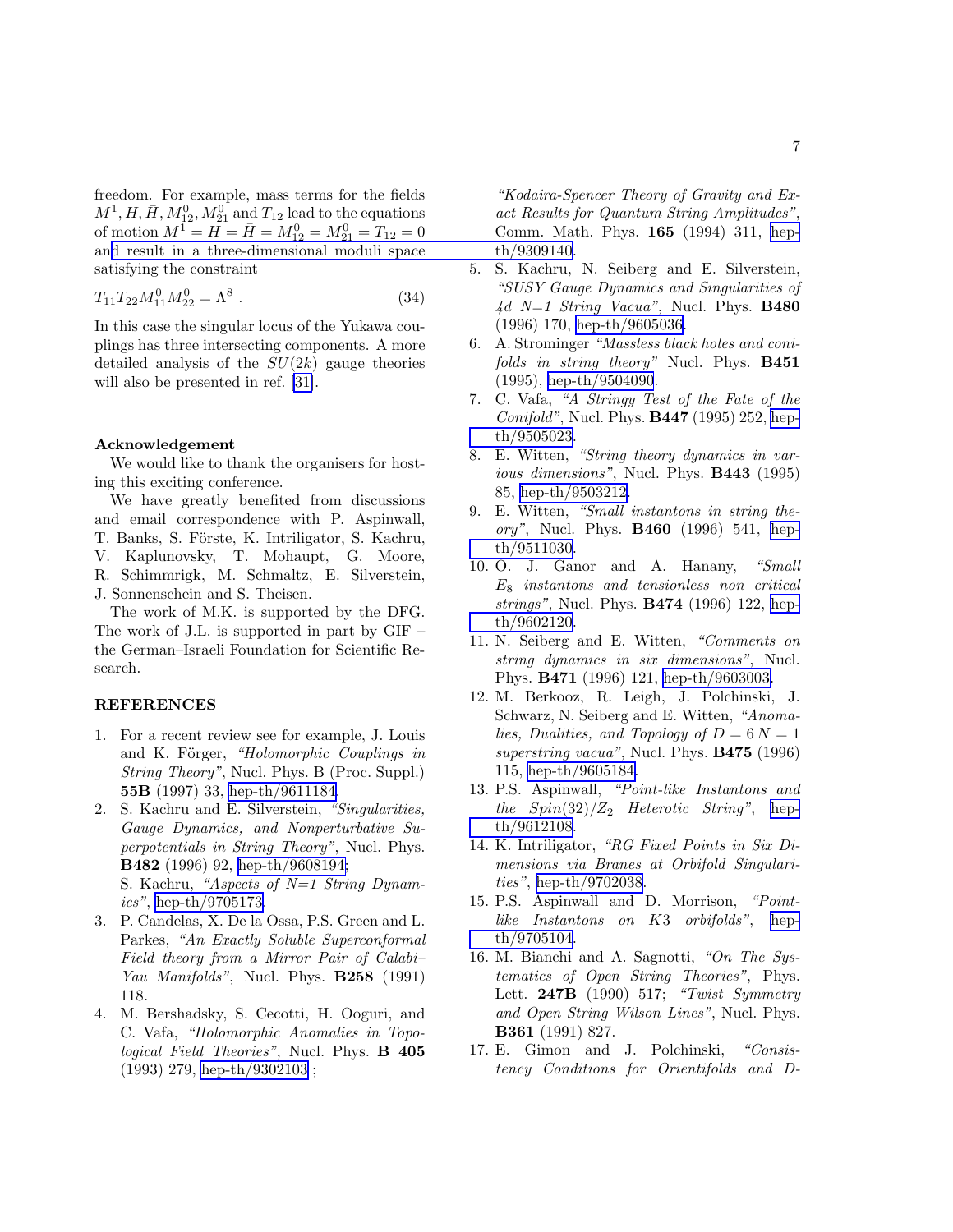freedom. For example, mass terms for the fields $M^1, H, \bar{H}, M^0_{12}, M^0_{21}$ and $T_{12}$ lead to the equations of motion $M^1 = H = \bar{H} = M^0_{12} = M^0_{21} = T_{12} = 0$ and result in a three-dimensional moduli space satisfying the constraint

$$T_{11} T_{22} M^0_{11} M^0_{22} = \Lambda^8 \ . \tag{34}$$

In this case the singular locus of the Yukawa couplings has three intersecting components. A more detailed analysis of the $SU(2k)$ gauge theories will also be presented in ref. [31].

### Acknowledgement

We would like to thank the organisers for hosting this exciting conference.

We have greatly benefited from discussions and email correspondence with P. Aspinwall, T. Banks, S. Förste, K. Intriligator, S. Kachru, V. Kaplunovsky, T. Mohaupt, G. Moore, R. Schimmrigk, M. Schmaltz, E. Silverstein, J. Sonnenschein and S. Theisen.

The work of M.K. is supported by the DFG. The work of J.L. is supported in part by GIF – the German–Israeli Foundation for Scientific Research.

## REFERENCES

1. For a recent review see for example, J. Louis and K. Förger, *"Holomorphic Couplings in String Theory"*, Nucl. Phys. B (Proc. Suppl.) **55B** (1997) 33, hep-th/9611184.
2. S. Kachru and E. Silverstein, *"Singularities, Gauge Dynamics, and Nonperturbative Superpotentials in String Theory"*, Nucl. Phys. **B482** (1996) 92, hep-th/9608194; S. Kachru, *"Aspects of N=1 String Dynamics"*, hep-th/9705173.
3. P. Candelas, X. De la Ossa, P.S. Green and L. Parkes, *"An Exactly Soluble Superconformal Field theory from a Mirror Pair of Calabi–Yau Manifolds"*, Nucl. Phys. **B258** (1991) 118.
4. M. Bershadsky, S. Cecotti, H. Ooguri, and C. Vafa, *"Holomorphic Anomalies in Topological Field Theories"*, Nucl. Phys. **B 405** (1993) 279, hep-th/9302103 ; *"Kodaira-Spencer Theory of Gravity and Exact Results for Quantum String Amplitudes"*, Comm. Math. Phys. **165** (1994) 311, hep-th/9309140.
5. S. Kachru, N. Seiberg and E. Silverstein, *"SUSY Gauge Dynamics and Singularities of 4d N=1 String Vacua"*, Nucl. Phys. **B480** (1996) 170, hep-th/9605036.
6. A. Strominger *"Massless black holes and conifolds in string theory"* Nucl. Phys. **B451** (1995), hep-th/9504090.
7. C. Vafa, *"A Stringy Test of the Fate of the Conifold"*, Nucl. Phys. **B447** (1995) 252, hep-th/9505023.
8. E. Witten, *"String theory dynamics in various dimensions"*, Nucl. Phys. **B443** (1995) 85, hep-th/9503212.
9. E. Witten, *"Small instantons in string theory"*, Nucl. Phys. **B460** (1996) 541, hep-th/9511030.
10. O. J. Ganor and A. Hanany, *"Small $E_8$ instantons and tensionless non critical strings"*, Nucl. Phys. **B474** (1996) 122, hep-th/9602120.
11. N. Seiberg and E. Witten, *"Comments on string dynamics in six dimensions"*, Nucl. Phys. **B471** (1996) 121, hep-th/9603003.
12. M. Berkooz, R. Leigh, J. Polchinski, J. Schwarz, N. Seiberg and E. Witten, *"Anomalies, Dualities, and Topology of $D = 6$ $N = 1$ superstring vacua"*, Nucl. Phys. **B475** (1996) 115, hep-th/9605184.
13. P.S. Aspinwall, *"Point-like Instantons and the $Spin(32)/Z_2$ Heterotic String"*, hep-th/9612108.
14. K. Intriligator, *"RG Fixed Points in Six Dimensions via Branes at Orbifold Singularities"*, hep-th/9702038.
15. P.S. Aspinwall and D. Morrison, *"Point-like Instantons on K3 orbifolds"*, hep-th/9705104.
16. M. Bianchi and A. Sagnotti, *"On The Systematics of Open String Theories"*, Phys. Lett. **247B** (1990) 517; *"Twist Symmetry and Open String Wilson Lines"*, Nucl. Phys. **B361** (1991) 827.
17. E. Gimon and J. Polchinski, *"Consistency Conditions for Orientifolds and D-*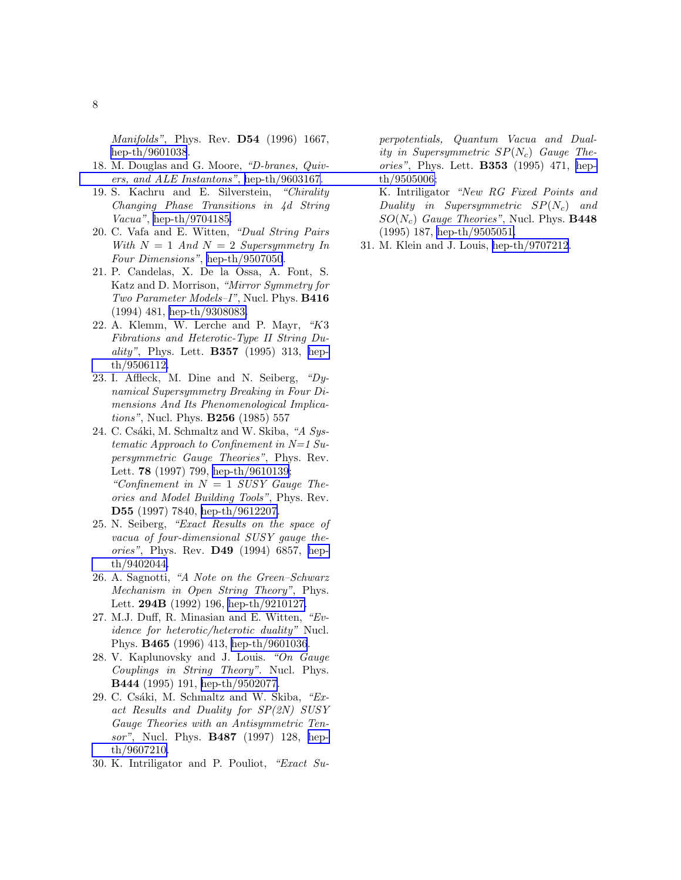*Manifolds"*, Phys. Rev. **D54** (1996) 1667, hep-th/9601038.

18. M. Douglas and G. Moore, *"D-branes, Quivers, and ALE Instantons"*, hep-th/9603167.
19. S. Kachru and E. Silverstein, *"Chirality Changing Phase Transitions in 4d String Vacua"*, hep-th/9704185.
20. C. Vafa and E. Witten, *"Dual String Pairs With $N = 1$ And $N = 2$ Supersymmetry In Four Dimensions"*, hep-th/9507050.
21. P. Candelas, X. De la Ossa, A. Font, S. Katz and D. Morrison, *"Mirror Symmetry for Two Parameter Models–I"*, Nucl. Phys. **B416** (1994) 481, hep-th/9308083.
22. A. Klemm, W. Lerche and P. Mayr, *"K3 Fibrations and Heterotic-Type II String Duality"*, Phys. Lett. **B357** (1995) 313, hep-th/9506112.
23. I. Affleck, M. Dine and N. Seiberg, *"Dynamical Supersymmetry Breaking in Four Dimensions And Its Phenomenological Implications"*, Nucl. Phys. **B256** (1985) 557
24. C. Csáki, M. Schmaltz and W. Skiba, *"A Systematic Approach to Confinement in N=1 Supersymmetric Gauge Theories"*, Phys. Rev. Lett. **78** (1997) 799, hep-th/9610139; *"Confinement in $N = 1$ SUSY Gauge Theories and Model Building Tools"*, Phys. Rev. **D55** (1997) 7840, hep-th/9612207.
25. N. Seiberg, *"Exact Results on the space of vacua of four-dimensional SUSY gauge theories"*, Phys. Rev. **D49** (1994) 6857, hep-th/9402044.
26. A. Sagnotti, *"A Note on the Green–Schwarz Mechanism in Open String Theory"*, Phys. Lett. **294B** (1992) 196, hep-th/9210127.
27. M.J. Duff, R. Minasian and E. Witten, *"Evidence for heterotic/heterotic duality"* Nucl. Phys. **B465** (1996) 413, hep-th/9601036.
28. V. Kaplunovsky and J. Louis. *"On Gauge Couplings in String Theory"*. Nucl. Phys. **B444** (1995) 191, hep-th/9502077.
29. C. Csáki, M. Schmaltz and W. Skiba, *"Exact Results and Duality for SP(2N) SUSY Gauge Theories with an Antisymmetric Tensor"*, Nucl. Phys. **B487** (1997) 128, hep-th/9607210.
30. K. Intriligator and P. Pouliot, *"Exact Superpotentials, Quantum Vacua and Duality in Supersymmetric $SP(N_c)$ Gauge Theories"*, Phys. Lett. **B353** (1995) 471, hep-th/9505006;
    K. Intriligator *"New RG Fixed Points and Duality in Supersymmetric $SP(N_c)$ and $SO(N_c)$ Gauge Theories"*, Nucl. Phys. **B448** (1995) 187, hep-th/9505051.
31. M. Klein and J. Louis, hep-th/9707212.